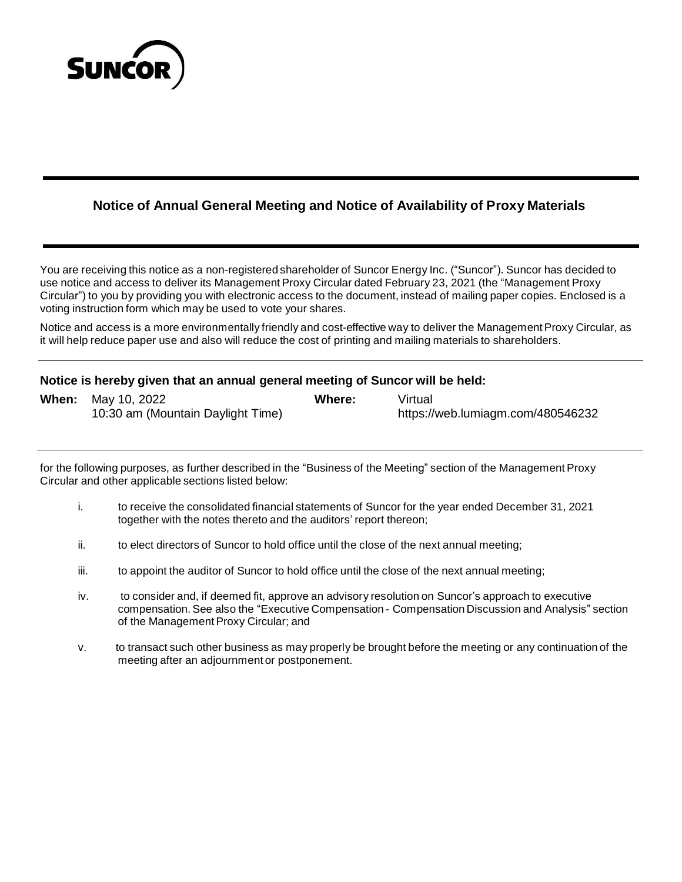SUNCOR

## Notice of Annual General Meeting and Notice of Availability of Proxy Materials

You are receiving this notice as a non-registered shareholder of Suncor Energy Inc. ("Suncor"). Suncor has decided to use notice and access to deliver its Management Proxy Circular dated February 23, 2021 (the "Management Proxy Circular") to you by providing you with electronic access to the document, instead of mailing paper copies. Enclosed is a voting instruction form which may be used to vote your shares.

Notice and access is a more environmentally friendly and cost-effective way to deliver the Management Proxy Circular, as it will help reduce paper use and also will reduce the cost of printing and mailing materials to shareholders.

---

**Notice is hereby given that an annual general meeting of Suncor will be held:**

**When:** May 10, 2022
10:30 am (Mountain Daylight Time)

**Where:** Virtual
https://web.lumiagm.com/480546232

---

for the following purposes, as further described in the "Business of the Meeting" section of the Management Proxy Circular and other applicable sections listed below:

i. to receive the consolidated financial statements of Suncor for the year ended December 31, 2021 together with the notes thereto and the auditors' report thereon;

ii. to elect directors of Suncor to hold office until the close of the next annual meeting;

iii. to appoint the auditor of Suncor to hold office until the close of the next annual meeting;

iv. to consider and, if deemed fit, approve an advisory resolution on Suncor's approach to executive compensation. See also the "Executive Compensation - Compensation Discussion and Analysis" section of the Management Proxy Circular; and

v. to transact such other business as may properly be brought before the meeting or any continuation of the meeting after an adjournment or postponement.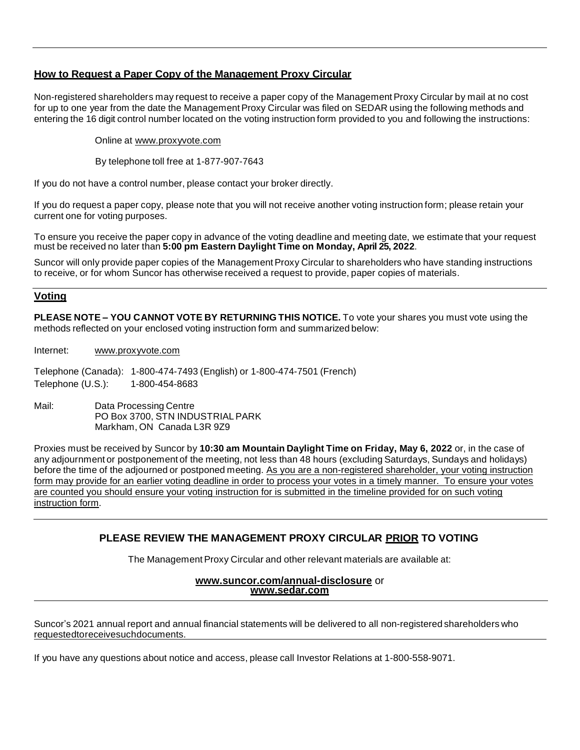## How to Request a Paper Copy of the Management Proxy Circular

Non-registered shareholders may request to receive a paper copy of the Management Proxy Circular by mail at no cost for up to one year from the date the Management Proxy Circular was filed on SEDAR using the following methods and entering the 16 digit control number located on the voting instruction form provided to you and following the instructions:

Online at www.proxyvote.com

By telephone toll free at 1-877-907-7643

If you do not have a control number, please contact your broker directly.

If you do request a paper copy, please note that you will not receive another voting instruction form; please retain your current one for voting purposes.

To ensure you receive the paper copy in advance of the voting deadline and meeting date, we estimate that your request must be received no later than **5:00 pm Eastern Daylight Time on Monday, April 25, 2022**.

Suncor will only provide paper copies of the Management Proxy Circular to shareholders who have standing instructions to receive, or for whom Suncor has otherwise received a request to provide, paper copies of materials.

## Voting

**PLEASE NOTE – YOU CANNOT VOTE BY RETURNING THIS NOTICE.** To vote your shares you must vote using the methods reflected on your enclosed voting instruction form and summarized below:

Internet: www.proxyvote.com

Telephone (Canada): 1-800-474-7493 (English) or 1-800-474-7501 (French)
Telephone (U.S.): 1-800-454-8683

Mail: Data Processing Centre
PO Box 3700, STN INDUSTRIAL PARK
Markham, ON Canada L3R 9Z9

Proxies must be received by Suncor by **10:30 am Mountain Daylight Time on Friday, May 6, 2022** or, in the case of any adjournment or postponement of the meeting, not less than 48 hours (excluding Saturdays, Sundays and holidays) before the time of the adjourned or postponed meeting. As you are a non-registered shareholder, your voting instruction form may provide for an earlier voting deadline in order to process your votes in a timely manner. To ensure your votes are counted you should ensure your voting instruction for is submitted in the timeline provided for on such voting instruction form.

### PLEASE REVIEW THE MANAGEMENT PROXY CIRCULAR PRIOR TO VOTING

The Management Proxy Circular and other relevant materials are available at:

**www.suncor.com/annual-disclosure** or
**www.sedar.com**

Suncor's 2021 annual report and annual financial statements will be delivered to all non-registered shareholders who requestedtoreceivesuchdocuments.

If you have any questions about notice and access, please call Investor Relations at 1-800-558-9071.